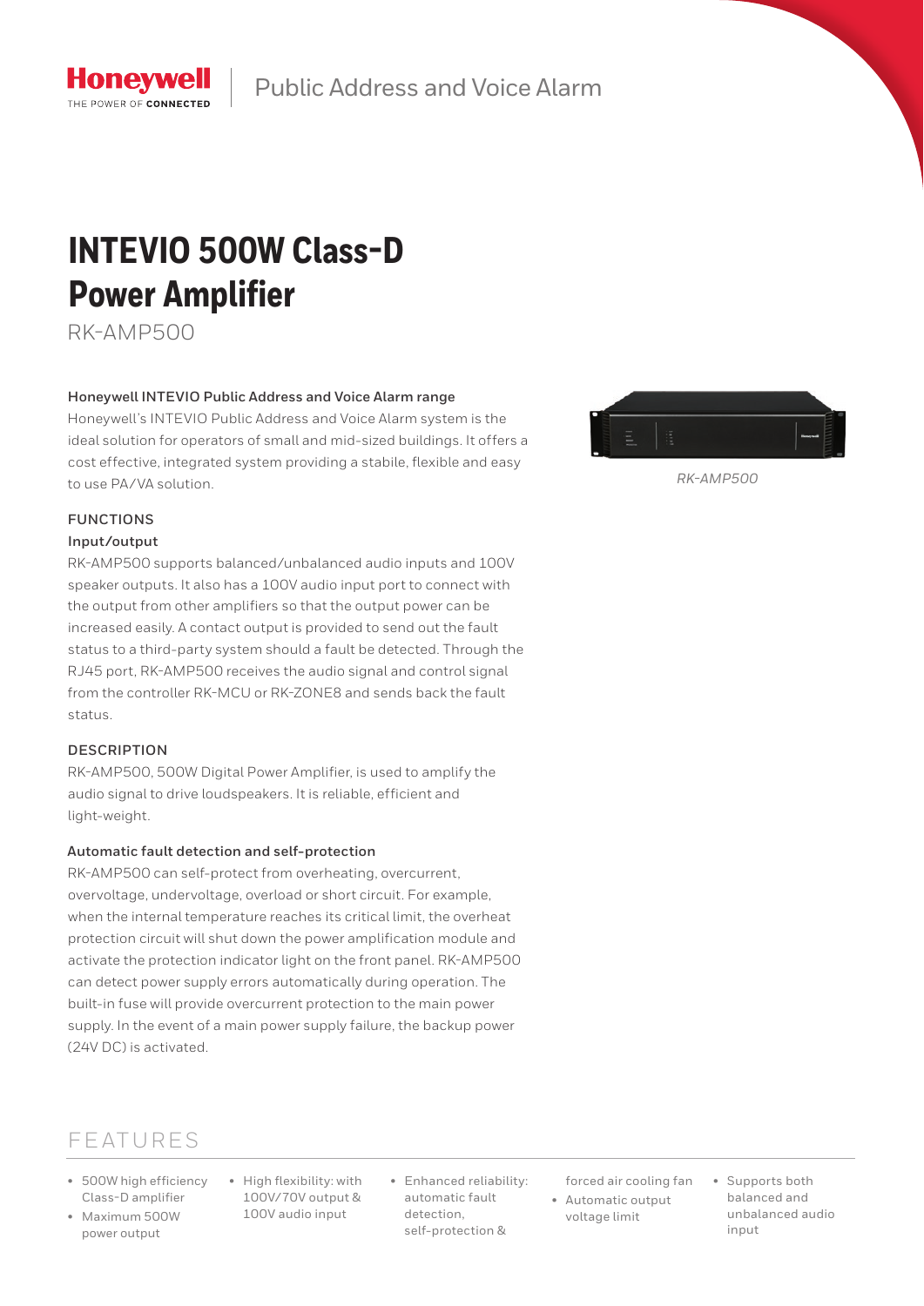Honeywell
THE POWER OF CONNECTED

Public Address and Voice Alarm

# INTEVIO 500W Class-D Power Amplifier

RK-AMP500

### Honeywell INTEVIO Public Address and Voice Alarm range

Honeywell's INTEVIO Public Address and Voice Alarm system is the ideal solution for operators of small and mid-sized buildings. It offers a cost effective, integrated system providing a stabile, flexible and easy to use PA/VA solution.

*RK-AMP500*

## FUNCTIONS

### Input/output

RK-AMP500 supports balanced/unbalanced audio inputs and 100V speaker outputs. It also has a 100V audio input port to connect with the output from other amplifiers so that the output power can be increased easily. A contact output is provided to send out the fault status to a third-party system should a fault be detected. Through the RJ45 port, RK-AMP500 receives the audio signal and control signal from the controller RK-MCU or RK-ZONE8 and sends back the fault status.

## DESCRIPTION

RK-AMP500, 500W Digital Power Amplifier, is used to amplify the audio signal to drive loudspeakers. It is reliable, efficient and light-weight.

### Automatic fault detection and self-protection

RK-AMP500 can self-protect from overheating, overcurrent, overvoltage, undervoltage, overload or short circuit. For example, when the internal temperature reaches its critical limit, the overheat protection circuit will shut down the power amplification module and activate the protection indicator light on the front panel. RK-AMP500 can detect power supply errors automatically during operation. The built-in fuse will provide overcurrent protection to the main power supply. In the event of a main power supply failure, the backup power (24V DC) is activated.

## FEATURES

- 500W high efficiency Class-D amplifier
- Maximum 500W power output
- High flexibility: with 100V/70V output & 100V audio input
- Enhanced reliability: automatic fault detection, self-protection & forced air cooling fan
- Automatic output voltage limit
- Supports both balanced and unbalanced audio input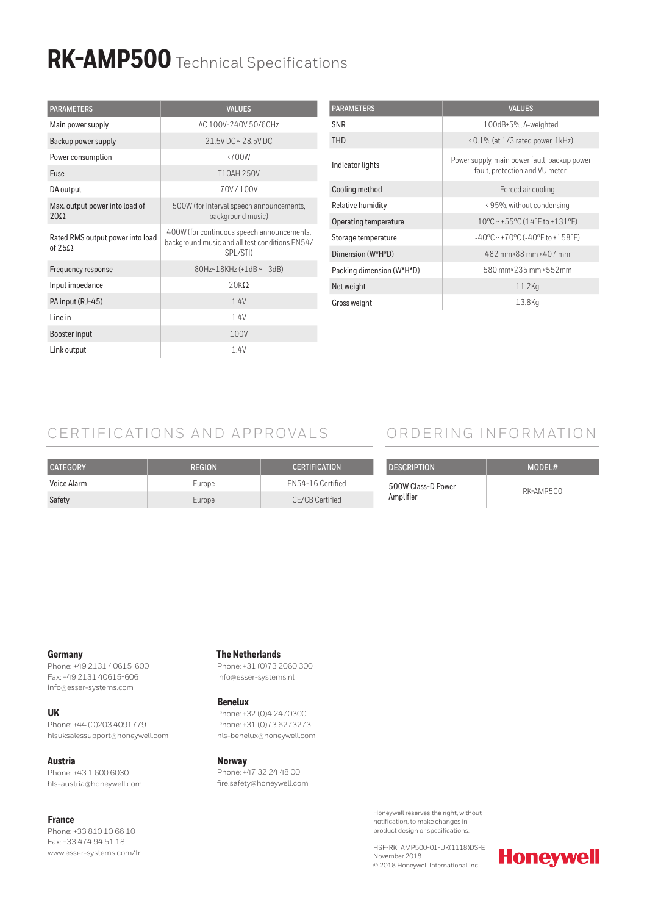# RK-AMP500 Technical Specifications

| PARAMETERS | VALUES |
|---|---|
| Main power supply | AC 100V-240V 50/60Hz |
| Backup power supply | 21.5V DC ~ 28.5V DC |
| Power consumption | <700W |
| Fuse | T10AH 250V |
| DA output | 70V / 100V |
| Max. output power into load of 20Ω | 500W (for interval speech announcements, background music) |
| Rated RMS output power into load of 25Ω | 400W (for continuous speech announcements, background music and all test conditions EN54/ SPL/STI) |
| Frequency response | 80Hz~18KHz (+1dB ~ - 3dB) |
| Input impedance | 20KΩ |
| PA input (RJ-45) | 1.4V |
| Line in | 1.4V |
| Booster input | 100V |
| Link output | 1.4V |

| PARAMETERS | VALUES |
|---|---|
| SNR | 100dB±5%, A-weighted |
| THD | < 0.1% (at 1/3 rated power, 1kHz) |
| Indicator lights | Power supply, main power fault, backup power fault, protection and VU meter. |
| Cooling method | Forced air cooling |
| Relative humidity | < 95%, without condensing |
| Operating temperature | 10°C ~ +55°C (14°F to +131°F) |
| Storage temperature | -40°C ~ +70°C (-40°F to +158°F) |
| Dimension (W*H*D) | 482 mm×88 mm ×407 mm |
| Packing dimension (W*H*D) | 580 mm×235 mm ×552mm |
| Net weight | 11.2Kg |
| Gross weight | 13.8Kg |

## CERTIFICATIONS AND APPROVALS

| CATEGORY | REGION | CERTIFICATION |
|---|---|---|
| Voice Alarm | Europe | EN54-16 Certified |
| Safety | Europe | CE/CB Certified |

## ORDERING INFORMATION

| DESCRIPTION | MODEL# |
|---|---|
| 500W Class-D Power Amplifier | RK-AMP500 |

**Germany**
Phone: +49 2131 40615-600
Fax: +49 2131 40615-606
info@esser-systems.com

**UK**
Phone: +44 (0)203 4091779
hlsuksalessupport@honeywell.com

**Austria**
Phone: +43 1 600 6030
hls-austria@honeywell.com

**France**
Phone: +33 810 10 66 10
Fax: +33 474 94 51 18
www.esser-systems.com/fr

**The Netherlands**
Phone: +31 (0)73 2060 300
info@esser-systems.nl

**Benelux**
Phone: +32 (0)4 2470300
Phone: +31 (0)73 6273273
hls-benelux@honeywell.com

**Norway**
Phone: +47 32 24 48 00
fire.safety@honeywell.com

Honeywell reserves the right, without notification, to make changes in product design or specifications.

HSF-RK_AMP500-01-UK(1118)DS-E
November 2018
© 2018 Honeywell International Inc.

**Honeywell**